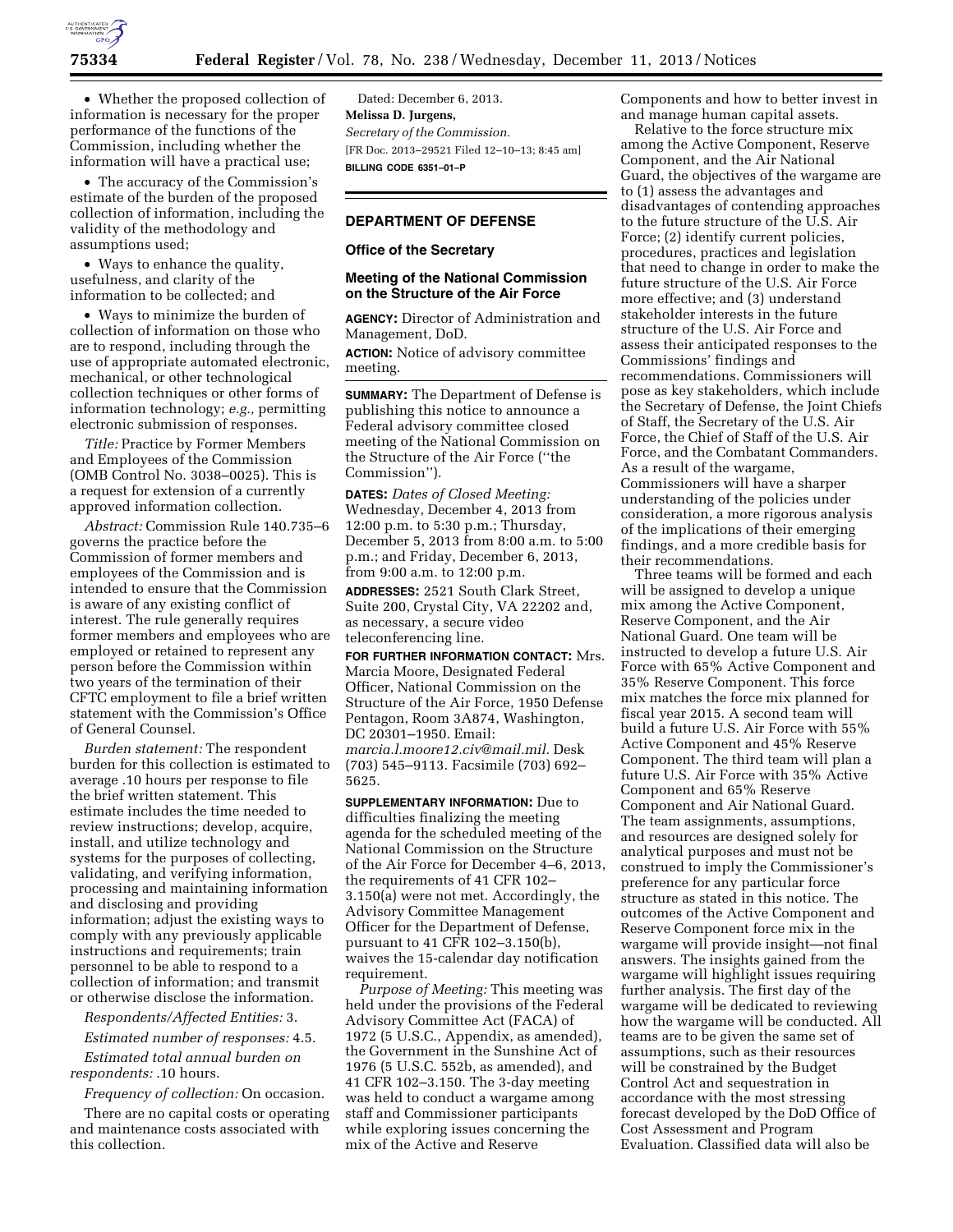• Whether the proposed collection of information is necessary for the proper performance of the functions of the Commission, including whether the information will have a practical use;

• The accuracy of the Commission's estimate of the burden of the proposed collection of information, including the validity of the methodology and assumptions used;

• Ways to enhance the quality, usefulness, and clarity of the information to be collected; and

• Ways to minimize the burden of collection of information on those who are to respond, including through the use of appropriate automated electronic, mechanical, or other technological collection techniques or other forms of information technology; *e.g.,* permitting electronic submission of responses.

*Title:* Practice by Former Members and Employees of the Commission (OMB Control No. 3038–0025). This is a request for extension of a currently approved information collection.

*Abstract:* Commission Rule 140.735–6 governs the practice before the Commission of former members and employees of the Commission and is intended to ensure that the Commission is aware of any existing conflict of interest. The rule generally requires former members and employees who are employed or retained to represent any person before the Commission within two years of the termination of their CFTC employment to file a brief written statement with the Commission's Office of General Counsel.

*Burden statement:* The respondent burden for this collection is estimated to average .10 hours per response to file the brief written statement. This estimate includes the time needed to review instructions; develop, acquire, install, and utilize technology and systems for the purposes of collecting, validating, and verifying information, processing and maintaining information and disclosing and providing information; adjust the existing ways to comply with any previously applicable instructions and requirements; train personnel to be able to respond to a collection of information; and transmit or otherwise disclose the information.

*Respondents/Affected Entities:* 3.

*Estimated number of responses:* 4.5.

*Estimated total annual burden on respondents:* .10 hours.

*Frequency of collection:* On occasion.

There are no capital costs or operating and maintenance costs associated with this collection.

Dated: December 6, 2013.

**Melissa D. Jurgens,**

*Secretary of the Commission.*

[FR Doc. 2013–29521 Filed 12–10–13; 8:45 am]

**BILLING CODE 6351–01–P**

## DEPARTMENT OF DEFENSE

### Office of the Secretary

### Meeting of the National Commission on the Structure of the Air Force

**AGENCY:** Director of Administration and Management, DoD.

**ACTION:** Notice of advisory committee meeting.

**SUMMARY:** The Department of Defense is publishing this notice to announce a Federal advisory committee closed meeting of the National Commission on the Structure of the Air Force (''the Commission'').

**DATES:** *Dates of Closed Meeting:* Wednesday, December 4, 2013 from 12:00 p.m. to 5:30 p.m.; Thursday, December 5, 2013 from 8:00 a.m. to 5:00 p.m.; and Friday, December 6, 2013, from 9:00 a.m. to 12:00 p.m.

**ADDRESSES:** 2521 South Clark Street, Suite 200, Crystal City, VA 22202 and, as necessary, a secure video teleconferencing line.

**FOR FURTHER INFORMATION CONTACT:** Mrs. Marcia Moore, Designated Federal Officer, National Commission on the Structure of the Air Force, 1950 Defense Pentagon, Room 3A874, Washington, DC 20301–1950. Email: *marcia.l.moore12.civ@mail.mil.* Desk (703) 545–9113. Facsimile (703) 692–5625.

**SUPPLEMENTARY INFORMATION:** Due to difficulties finalizing the meeting agenda for the scheduled meeting of the National Commission on the Structure of the Air Force for December 4–6, 2013, the requirements of 41 CFR 102–3.150(a) were not met. Accordingly, the Advisory Committee Management Officer for the Department of Defense, pursuant to 41 CFR 102–3.150(b), waives the 15-calendar day notification requirement.

*Purpose of Meeting:* This meeting was held under the provisions of the Federal Advisory Committee Act (FACA) of 1972 (5 U.S.C., Appendix, as amended), the Government in the Sunshine Act of 1976 (5 U.S.C. 552b, as amended), and 41 CFR 102–3.150. The 3-day meeting was held to conduct a wargame among staff and Commissioner participants while exploring issues concerning the mix of the Active and Reserve Components and how to better invest in and manage human capital assets.

Relative to the force structure mix among the Active Component, Reserve Component, and the Air National Guard, the objectives of the wargame are to (1) assess the advantages and disadvantages of contending approaches to the future structure of the U.S. Air Force; (2) identify current policies, procedures, practices and legislation that need to change in order to make the future structure of the U.S. Air Force more effective; and (3) understand stakeholder interests in the future structure of the U.S. Air Force and assess their anticipated responses to the Commissions' findings and recommendations. Commissioners will pose as key stakeholders, which include the Secretary of Defense, the Joint Chiefs of Staff, the Secretary of the U.S. Air Force, the Chief of Staff of the U.S. Air Force, and the Combatant Commanders. As a result of the wargame, Commissioners will have a sharper understanding of the policies under consideration, a more rigorous analysis of the implications of their emerging findings, and a more credible basis for their recommendations.

Three teams will be formed and each will be assigned to develop a unique mix among the Active Component, Reserve Component, and the Air National Guard. One team will be instructed to develop a future U.S. Air Force with 65% Active Component and 35% Reserve Component. This force mix matches the force mix planned for fiscal year 2015. A second team will build a future U.S. Air Force with 55% Active Component and 45% Reserve Component. The third team will plan a future U.S. Air Force with 35% Active Component and 65% Reserve Component and Air National Guard. The team assignments, assumptions, and resources are designed solely for analytical purposes and must not be construed to imply the Commissioner's preference for any particular force structure as stated in this notice. The outcomes of the Active Component and Reserve Component force mix in the wargame will provide insight—not final answers. The insights gained from the wargame will highlight issues requiring further analysis. The first day of the wargame will be dedicated to reviewing how the wargame will be conducted. All teams are to be given the same set of assumptions, such as their resources will be constrained by the Budget Control Act and sequestration in accordance with the most stressing forecast developed by the DoD Office of Cost Assessment and Program Evaluation. Classified data will also be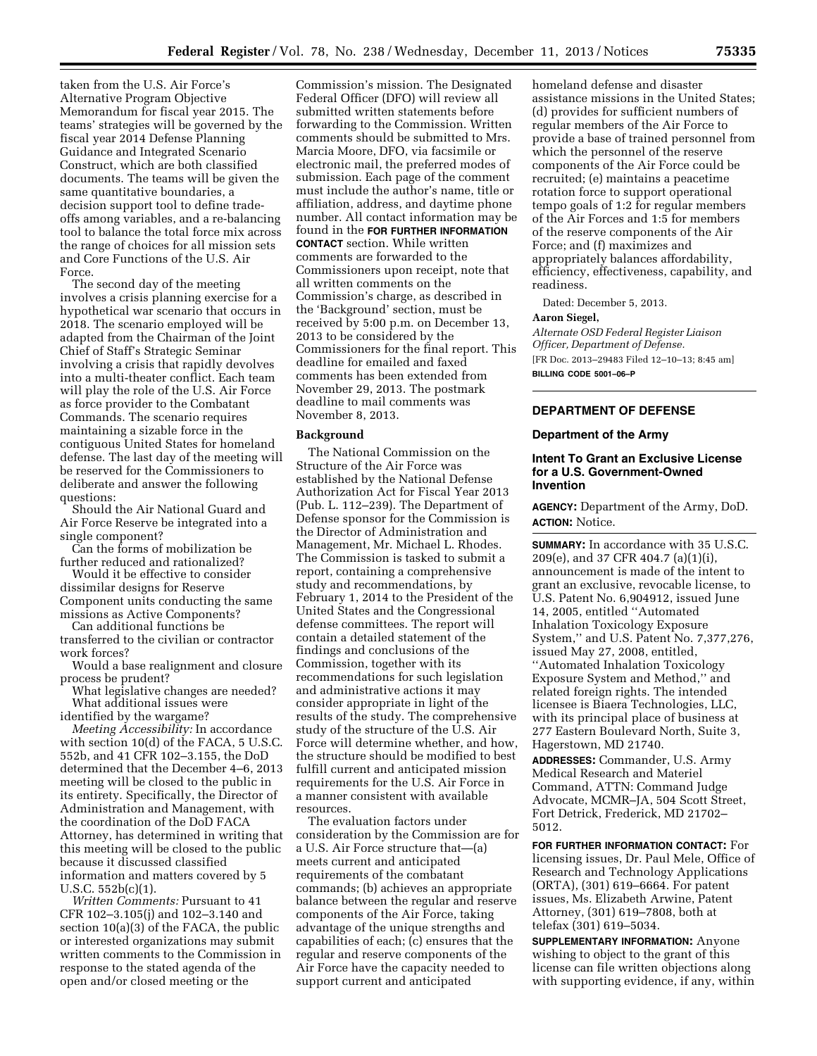taken from the U.S. Air Force's Alternative Program Objective Memorandum for fiscal year 2015. The teams' strategies will be governed by the fiscal year 2014 Defense Planning Guidance and Integrated Scenario Construct, which are both classified documents. The teams will be given the same quantitative boundaries, a decision support tool to define trade-offs among variables, and a re-balancing tool to balance the total force mix across the range of choices for all mission sets and Core Functions of the U.S. Air Force.

The second day of the meeting involves a crisis planning exercise for a hypothetical war scenario that occurs in 2018. The scenario employed will be adapted from the Chairman of the Joint Chief of Staff's Strategic Seminar involving a crisis that rapidly devolves into a multi-theater conflict. Each team will play the role of the U.S. Air Force as force provider to the Combatant Commands. The scenario requires maintaining a sizable force in the contiguous United States for homeland defense. The last day of the meeting will be reserved for the Commissioners to deliberate and answer the following questions:

Should the Air National Guard and Air Force Reserve be integrated into a single component?

Can the forms of mobilization be further reduced and rationalized?

Would it be effective to consider dissimilar designs for Reserve Component units conducting the same missions as Active Components?

Can additional functions be transferred to the civilian or contractor work forces?

Would a base realignment and closure process be prudent?

What legislative changes are needed?

What additional issues were identified by the wargame?

*Meeting Accessibility:* In accordance with section 10(d) of the FACA, 5 U.S.C. 552b, and 41 CFR 102–3.155, the DoD determined that the December 4–6, 2013 meeting will be closed to the public in its entirety. Specifically, the Director of Administration and Management, with the coordination of the DoD FACA Attorney, has determined in writing that this meeting will be closed to the public because it discussed classified information and matters covered by 5 U.S.C. 552b(c)(1).

*Written Comments:* Pursuant to 41 CFR 102–3.105(j) and 102–3.140 and section 10(a)(3) of the FACA, the public or interested organizations may submit written comments to the Commission in response to the stated agenda of the open and/or closed meeting or the Commission's mission. The Designated Federal Officer (DFO) will review all submitted written statements before forwarding to the Commission. Written comments should be submitted to Mrs. Marcia Moore, DFO, via facsimile or electronic mail, the preferred modes of submission. Each page of the comment must include the author's name, title or affiliation, address, and daytime phone number. All contact information may be found in the **FOR FURTHER INFORMATION CONTACT** section. While written comments are forwarded to the Commissioners upon receipt, note that all written comments on the Commission's charge, as described in the 'Background' section, must be received by 5:00 p.m. on December 13, 2013 to be considered by the Commissioners for the final report. This deadline for emailed and faxed comments has been extended from November 29, 2013. The postmark deadline to mail comments was November 8, 2013.

## Background

The National Commission on the Structure of the Air Force was established by the National Defense Authorization Act for Fiscal Year 2013 (Pub. L. 112–239). The Department of Defense sponsor for the Commission is the Director of Administration and Management, Mr. Michael L. Rhodes. The Commission is tasked to submit a report, containing a comprehensive study and recommendations, by February 1, 2014 to the President of the United States and the Congressional defense committees. The report will contain a detailed statement of the findings and conclusions of the Commission, together with its recommendations for such legislation and administrative actions it may consider appropriate in light of the results of the study. The comprehensive study of the structure of the U.S. Air Force will determine whether, and how, the structure should be modified to best fulfill current and anticipated mission requirements for the U.S. Air Force in a manner consistent with available resources.

The evaluation factors under consideration by the Commission are for a U.S. Air Force structure that—(a) meets current and anticipated requirements of the combatant commands; (b) achieves an appropriate balance between the regular and reserve components of the Air Force, taking advantage of the unique strengths and capabilities of each; (c) ensures that the regular and reserve components of the Air Force have the capacity needed to support current and anticipated homeland defense and disaster assistance missions in the United States; (d) provides for sufficient numbers of regular members of the Air Force to provide a base of trained personnel from which the personnel of the reserve components of the Air Force could be recruited; (e) maintains a peacetime rotation force to support operational tempo goals of 1:2 for regular members of the Air Forces and 1:5 for members of the reserve components of the Air Force; and (f) maximizes and appropriately balances affordability, efficiency, effectiveness, capability, and readiness.

Dated: December 5, 2013.

**Aaron Siegel,**

*Alternate OSD Federal Register Liaison Officer, Department of Defense.*

[FR Doc. 2013–29483 Filed 12–10–13; 8:45 am]

**BILLING CODE 5001–06–P**

---

# DEPARTMENT OF DEFENSE

## Department of the Army

### Intent To Grant an Exclusive License for a U.S. Government-Owned Invention

**AGENCY:** Department of the Army, DoD.

**ACTION:** Notice.

**SUMMARY:** In accordance with 35 U.S.C. 209(e), and 37 CFR 404.7 (a)(1)(i), announcement is made of the intent to grant an exclusive, revocable license, to U.S. Patent No. 6,904912, issued June 14, 2005, entitled ''Automated Inhalation Toxicology Exposure System,'' and U.S. Patent No. 7,377,276, issued May 27, 2008, entitled, ''Automated Inhalation Toxicology Exposure System and Method,'' and related foreign rights. The intended licensee is Biaera Technologies, LLC, with its principal place of business at 277 Eastern Boulevard North, Suite 3, Hagerstown, MD 21740.

**ADDRESSES:** Commander, U.S. Army Medical Research and Materiel Command, ATTN: Command Judge Advocate, MCMR–JA, 504 Scott Street, Fort Detrick, Frederick, MD 21702–5012.

**FOR FURTHER INFORMATION CONTACT:** For licensing issues, Dr. Paul Mele, Office of Research and Technology Applications (ORTA), (301) 619–6664. For patent issues, Ms. Elizabeth Arwine, Patent Attorney, (301) 619–7808, both at telefax (301) 619–5034.

**SUPPLEMENTARY INFORMATION:** Anyone wishing to object to the grant of this license can file written objections along with supporting evidence, if any, within